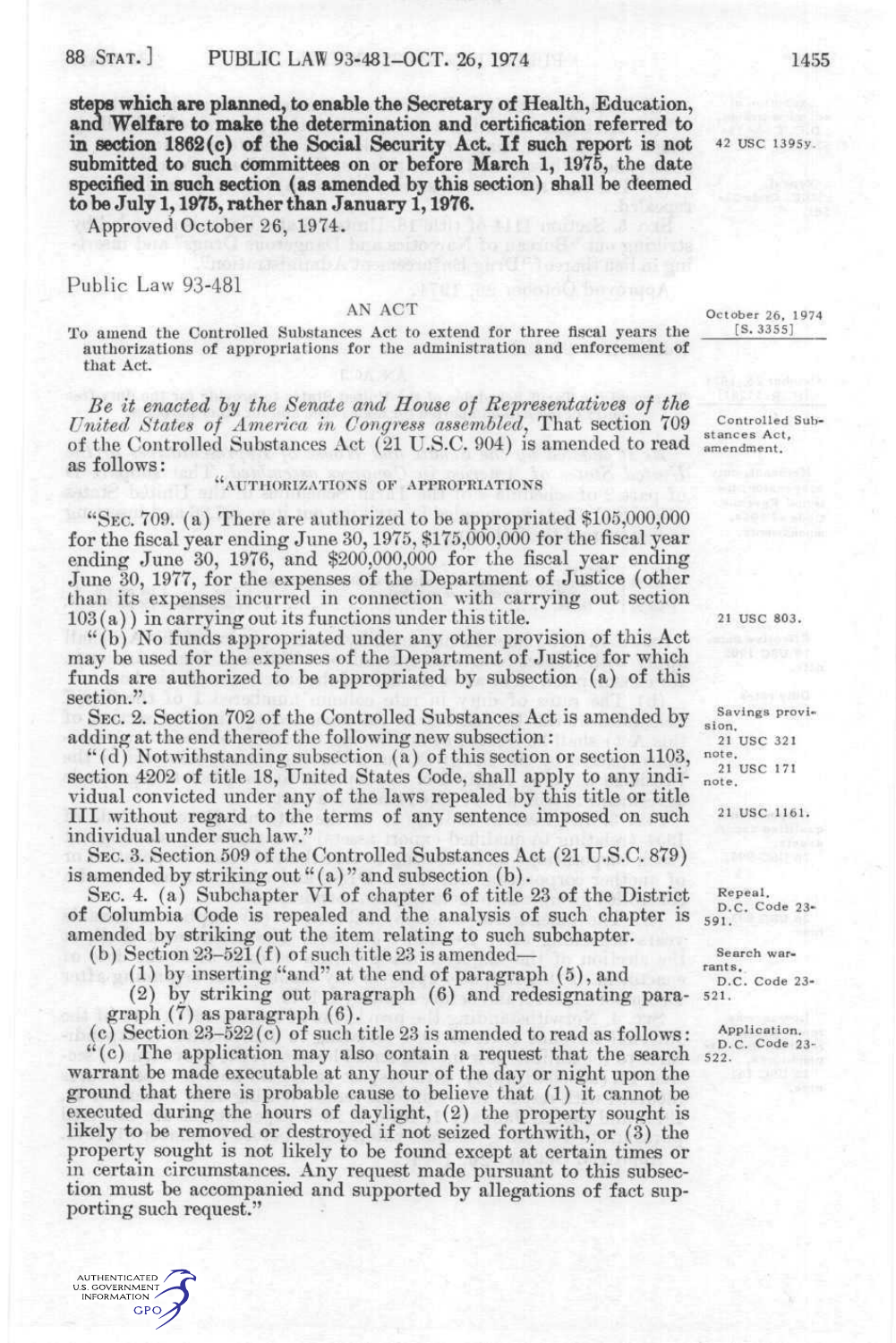**steps which are planned, to enable the Secretary of Health, Education, and Welfare to make the determination and certification referred to in section 1862(c) of the Social Security Act. If such report is not submitted to such committees on or before March 1, 1975, the date specified in such section (as amended by this section) shall be deemed to be July 1, 1975, rather than January 1, 1976.**

42 USC 1395y.

Approved October 26, 1974.

Public Law 93-481

AN ACT

October 26, 1974
[S. 3355]

To amend the Controlled Substances Act to extend for three fiscal years the authorizations of appropriations for the administration and enforcement of that Act.

*Be it enacted by the Senate and House of Representatives of the United States of America in Congress assembled*, That section 709 of the Controlled Substances Act (21 U.S.C. 904) is amended to read as follows:

Controlled Substances Act, amendment.

"AUTHORIZATIONS OF APPROPRIATIONS

"SEC. 709. (a) There are authorized to be appropriated $105,000,000 for the fiscal year ending June 30, 1975, $175,000,000 for the fiscal year ending June 30, 1976, and $200,000,000 for the fiscal year ending June 30, 1977, for the expenses of the Department of Justice (other than its expenses incurred in connection with carrying out section 103(a)) in carrying out its functions under this title.

21 USC 803.

"(b) No funds appropriated under any other provision of this Act may be used for the expenses of the Department of Justice for which funds are authorized to be appropriated by subsection (a) of this section.".

SEC. 2. Section 702 of the Controlled Substances Act is amended by adding at the end thereof the following new subsection:

Savings provision.
21 USC 321 note.
21 USC 171 note.

"(d) Notwithstanding subsection (a) of this section or section 1103, section 4202 of title 18, United States Code, shall apply to any individual convicted under any of the laws repealed by this title or title III without regard to the terms of any sentence imposed on such individual under such law."

21 USC 1161.

SEC. 3. Section 509 of the Controlled Substances Act (21 U.S.C. 879) is amended by striking out "(a)" and subsection (b).

SEC. 4. (a) Subchapter VI of chapter 6 of title 23 of the District of Columbia Code is repealed and the analysis of such chapter is amended by striking out the item relating to such subchapter.

Repeal.
D.C. Code 23-591.

(b) Section 23–521(f) of such title 23 is amended—

(1) by inserting "and" at the end of paragraph (5), and

(2) by striking out paragraph (6) and redesignating paragraph (7) as paragraph (6).

Search warrants.
D.C. Code 23-521.

(c) Section 23–522(c) of such title 23 is amended to read as follows:

Application.
D.C. Code 23-522.

"(c) The application may also contain a request that the search warrant be made executable at any hour of the day or night upon the ground that there is probable cause to believe that (1) it cannot be executed during the hours of daylight, (2) the property sought is likely to be removed or destroyed if not seized forthwith, or (3) the property sought is not likely to be found except at certain times or in certain circumstances. Any request made pursuant to this subsection must be accompanied and supported by allegations of fact supporting such request."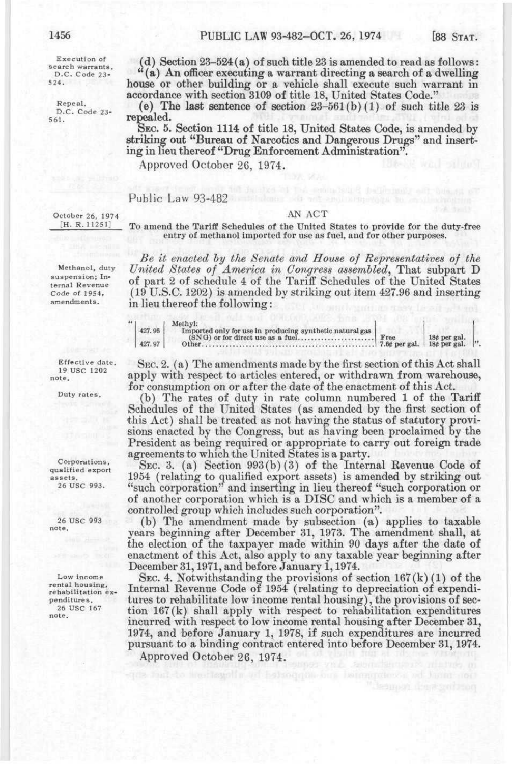(d) Section 23–524(a) of such title 23 is amended to read as follows: "(a) An officer executing a warrant directing a search of a dwelling house or other building or a vehicle shall execute such warrant in accordance with section 3109 of title 18, United States Code."

Execution of search warrants. D.C. Code 23-524.

(e) The last sentence of section 23–561(b)(1) of such title 23 is repealed.

Repeal. D.C. Code 23-561.

SEC. 5. Section 1114 of title 18, United States Code, is amended by striking out "Bureau of Narcotics and Dangerous Drugs" and inserting in lieu thereof "Drug Enforcement Administration".

Approved October 26, 1974.

## Public Law 93-482

October 26, 1974
[H. R. 11251]

### AN ACT

To amend the Tariff Schedules of the United States to provide for the duty-free entry of methanol imported for use as fuel, and for other purposes.

*Be it enacted by the Senate and House of Representatives of the United States of America in Congress assembled*, That subpart D of part 2 of schedule 4 of the Tariff Schedules of the United States (19 U.S.C. 1202) is amended by striking out item 427.96 and inserting in lieu thereof the following:

Methanol, duty suspension; Internal Revenue Code of 1954, amendments.

| | | | |
|---|---|---|---|
| " | Methyl: | | |
| 427.96 | Imported only for use in producing synthetic natural gas (SNG) or for direct use as a fuel | Free | 18¢ per gal. |
| 427.97 | Other | 7.6¢ per gal. | 18¢ per gal. ". |

SEC. 2. (a) The amendments made by the first section of this Act shall apply with respect to articles entered, or withdrawn from warehouse, for consumption on or after the date of the enactment of this Act.

Effective date. 19 USC 1202 note.

(b) The rates of duty in rate column numbered 1 of the Tariff Schedules of the United States (as amended by the first section of this Act) shall be treated as not having the status of statutory provisions enacted by the Congress, but as having been proclaimed by the President as being required or appropriate to carry out foreign trade agreements to which the United States is a party.

Duty rates.

SEC. 3. (a) Section 993(b)(3) of the Internal Revenue Code of 1954 (relating to qualified export assets) is amended by striking out "such corporation" and inserting in lieu thereof "such corporation or of another corporation which is a DISC and which is a member of a controlled group which includes such corporation".

Corporations, qualified export assets. 26 USC 993.

(b) The amendment made by subsection (a) applies to taxable years beginning after December 31, 1973. The amendment shall, at the election of the taxpayer made within 90 days after the date of enactment of this Act, also apply to any taxable year beginning after December 31, 1971, and before January 1, 1974.

26 USC 993 note.

SEC. 4. Notwithstanding the provisions of section 167(k)(1) of the Internal Revenue Code of 1954 (relating to depreciation of expenditures to rehabilitate low income rental housing), the provisions of section 167(k) shall apply with respect to rehabilitation expenditures incurred with respect to low income rental housing after December 31, 1974, and before January 1, 1978, if such expenditures are incurred pursuant to a binding contract entered into before December 31, 1974.

Low income rental housing, rehabilitation expenditures. 26 USC 167 note.

Approved October 26, 1974.